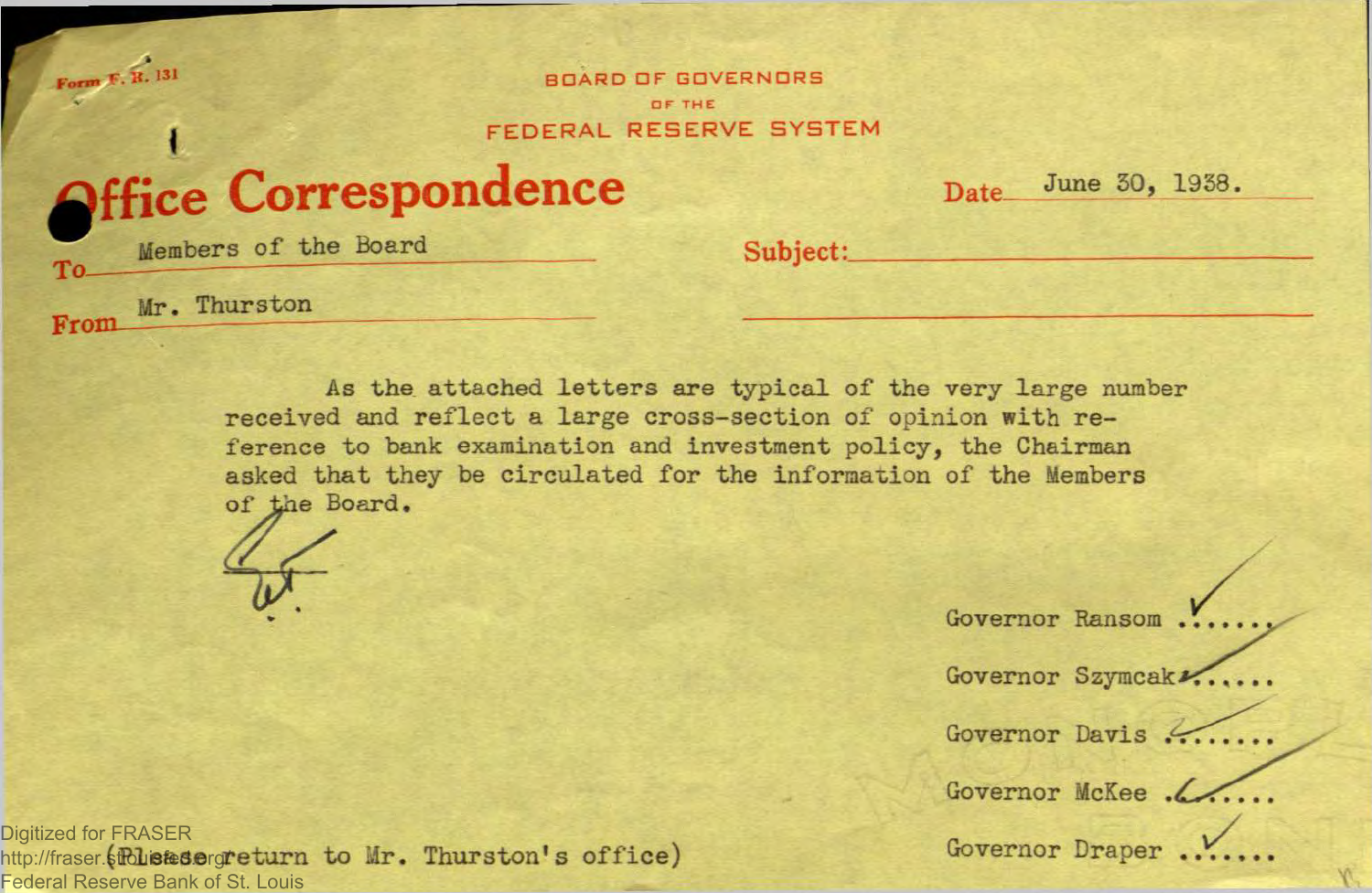Form F. R. 131

BOARD OF GOVERNORS
OF THE
FEDERAL RESERVE SYSTEM

# Office Correspondence

Date June 30, 1938.

To Members of the Board

Subject:

From Mr. Thurston

As the attached letters are typical of the very large number received and reflect a large cross-section of opinion with reference to bank examination and investment policy, the Chairman asked that they be circulated for the information of the Members of the Board.

Governor Ransom ✓.......

Governor Szymczak ✓......

Governor Davis ✓.......

Governor McKee ✓.......

Governor Draper ✓.......

(Please return to Mr. Thurston's office)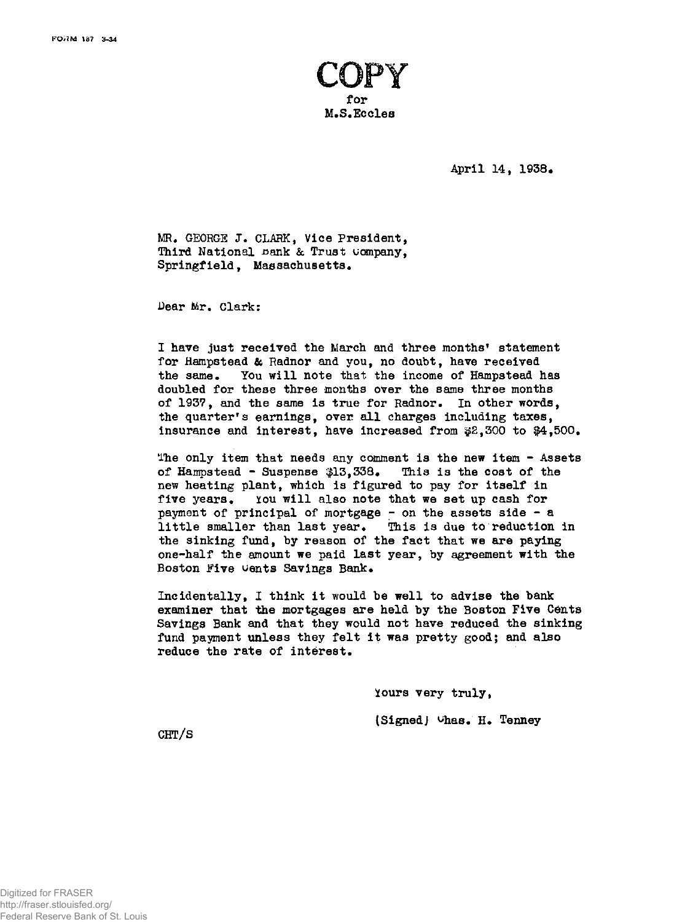FORM 187 3-34

**COPY**
for
M.S.Eccles

April 14, 1938.

MR. GEORGE J. CLARK, Vice President,
Third National Bank & Trust Company,
Springfield, Massachusetts.

Dear Mr. Clark:

I have just received the March and three months' statement for Hampstead & Radnor and you, no doubt, have received the same. You will note that the income of Hampstead has doubled for these three months over the same three months of 1937, and the same is true for Radnor. In other words, the quarter's earnings, over all charges including taxes, insurance and interest, have increased from $2,300 to $4,500.

The only item that needs any comment is the new item - Assets of Hampstead - Suspense $13,338. This is the cost of the new heating plant, which is figured to pay for itself in five years. You will also note that we set up cash for payment of principal of mortgage - on the assets side - a little smaller than last year. This is due to reduction in the sinking fund, by reason of the fact that we are paying one-half the amount we paid last year, by agreement with the Boston Five Cents Savings Bank.

Incidentally, I think it would be well to advise the bank examiner that the mortgages are held by the Boston Five Cents Savings Bank and that they would not have reduced the sinking fund payment unless they felt it was pretty good; and also reduce the rate of interest.

Yours very truly,

(Signed) Chas. H. Tenney

CHT/S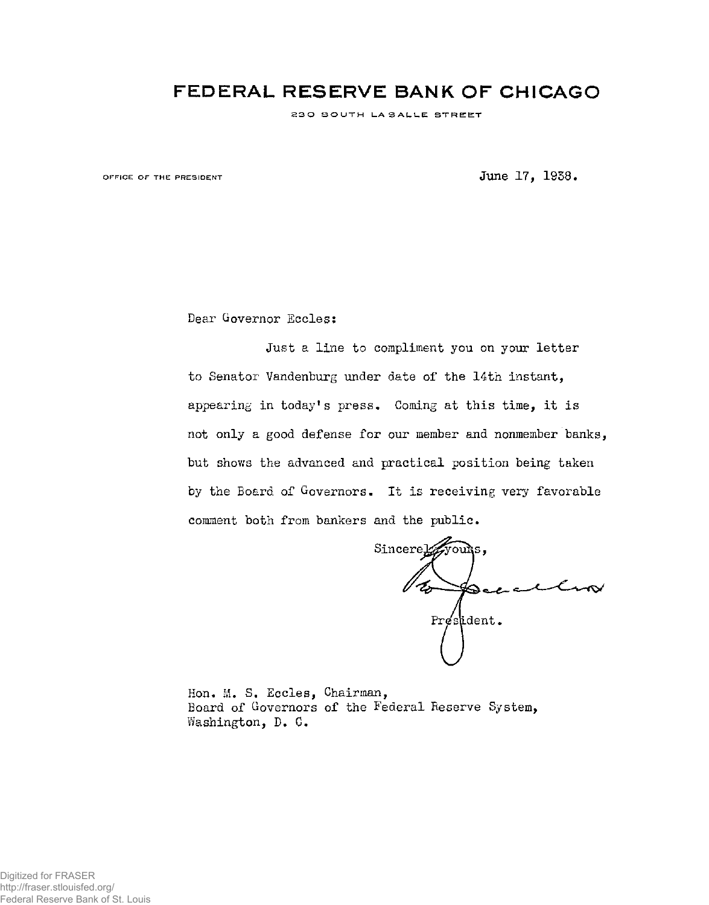# FEDERAL RESERVE BANK OF CHICAGO

230 SOUTH LA SALLE STREET

OFFICE OF THE PRESIDENT

June 17, 1938.

Dear Governor Eccles:

Just a line to compliment you on your letter to Senator Vandenburg under date of the 14th instant, appearing in today's press. Coming at this time, it is not only a good defense for our member and nonmember banks, but shows the advanced and practical position being taken by the Board of Governors. It is receiving very favorable comment both from bankers and the public.

Sincerely yours,

President.

Hon. M. S. Eccles, Chairman,
Board of Governors of the Federal Reserve System,
Washington, D. C.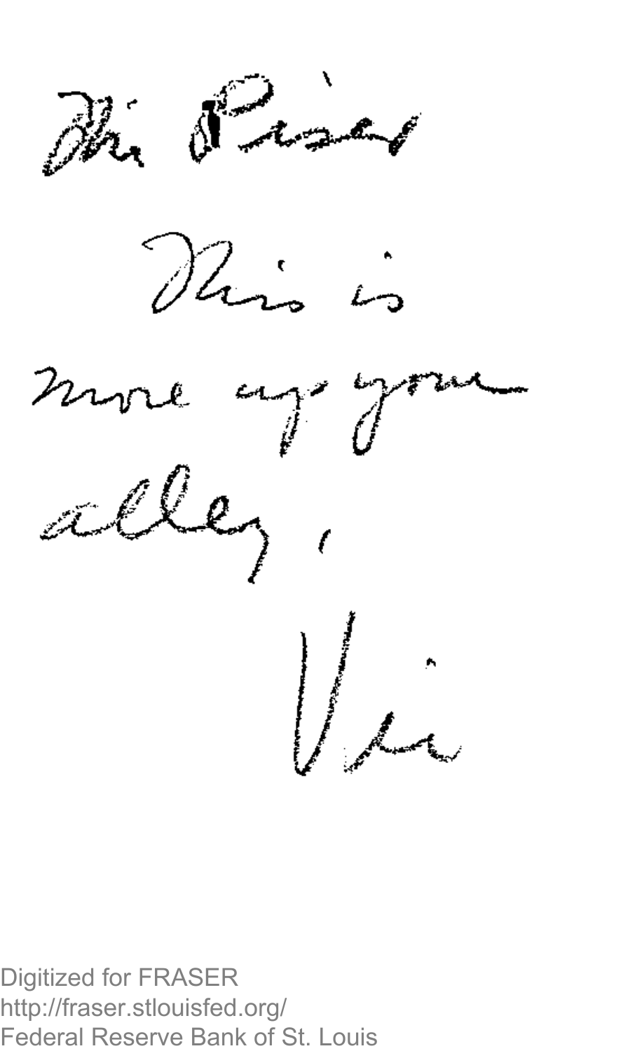Mr. Fraser

This is more up your alley.

Vic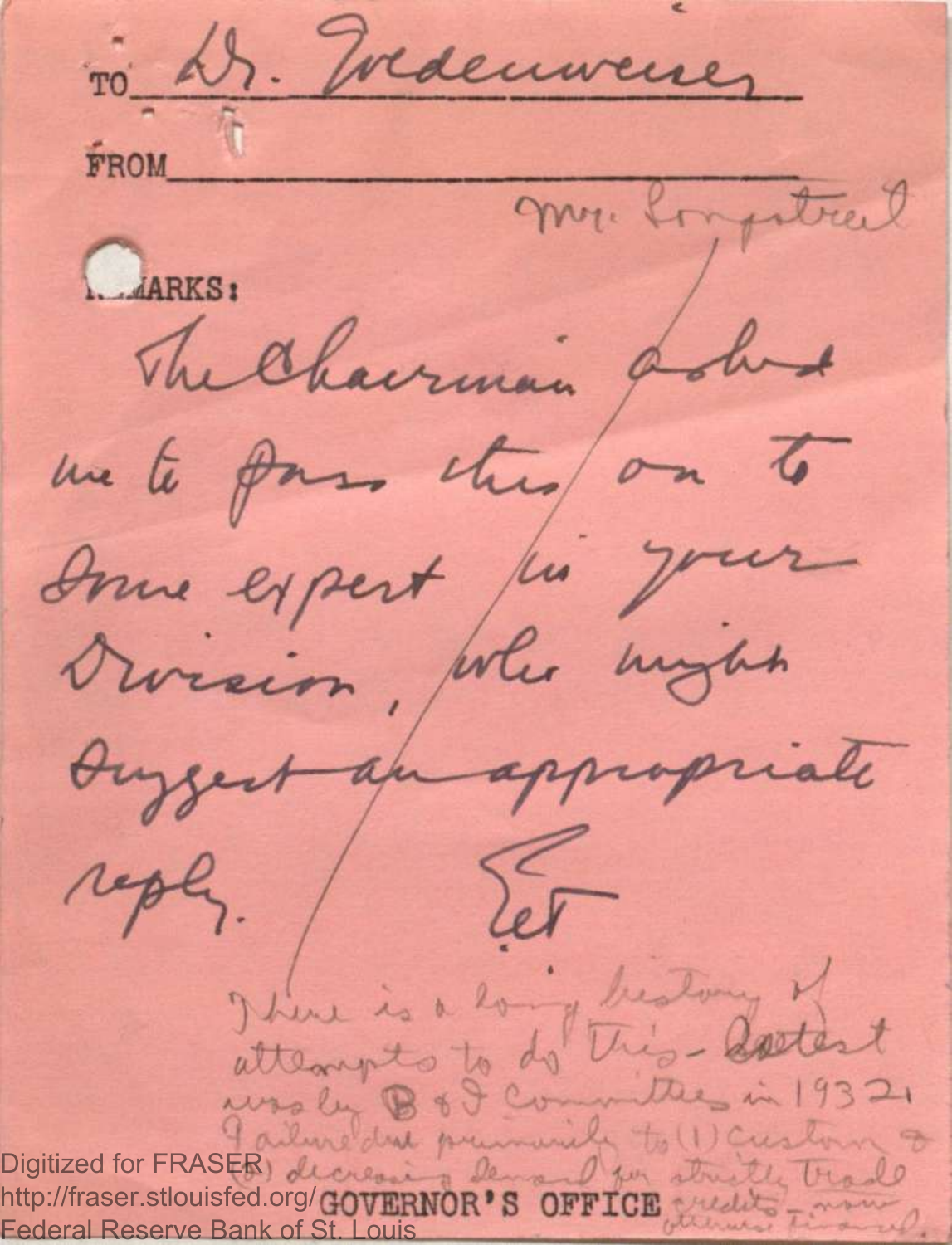TO Dr. Goldenweiser

FROM Mr. Longstreet

REMARKS:

The Chairman asked me to pass this on to some expert in your Division, who might suggest an appropriate reply.

E.T.

There is a long history of attempts to do this - latest was by B & I Committee in 1932. Failure due primarily to (1) custom & (2) decreasing demand for strictly trade credits - now otherwise financed.

GOVERNOR'S OFFICE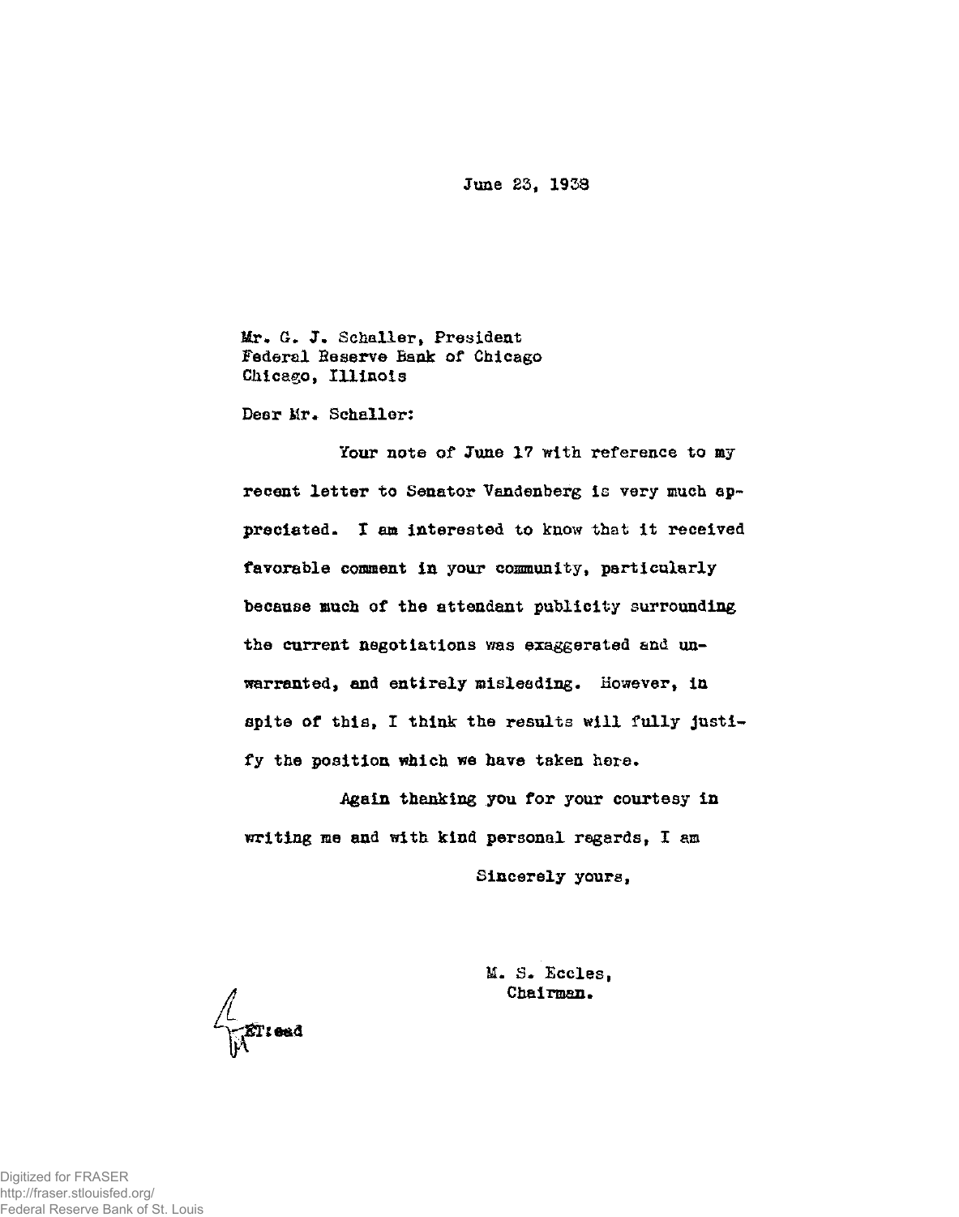June 23, 1938

Mr. G. J. Schaller, President
Federal Reserve Bank of Chicago
Chicago, Illinois

Dear Mr. Schaller:

Your note of June 17 with reference to my recent letter to Senator Vandenberg is very much appreciated. I am interested to know that it received favorable comment in your community, particularly because much of the attendant publicity surrounding the current negotiations was exaggerated and unwarranted, and entirely misleading. However, in spite of this, I think the results will fully justify the position which we have taken here.

Again thanking you for your courtesy in writing me and with kind personal regards, I am

Sincerely yours,

M. S. Eccles,
Chairman.

ET:ead